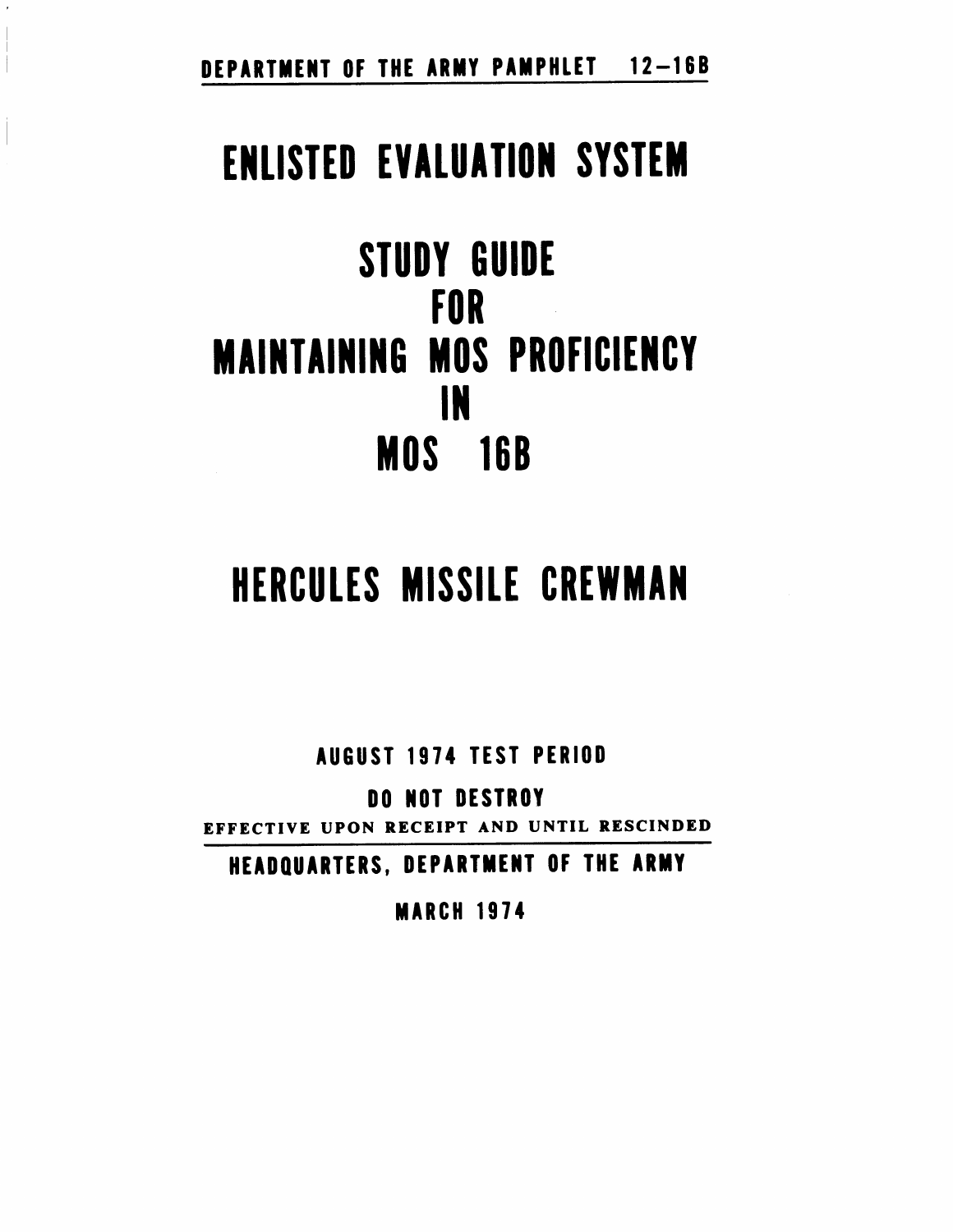DEPARTMENT OF THE ARMY PAMPHLET 12–16B

# ENLISTED EVALUATION SYSTEM

# STUDY GUIDE FOR MAINTAINING MOS PROFICIENCY IN MOS 16B

# HERCULES MISSILE CREWMAN

AUGUST 1974 TEST PERIOD

DO NOT DESTROY

EFFECTIVE UPON RECEIPT AND UNTIL RESCINDED

HEADQUARTERS, DEPARTMENT OF THE ARMY

MARCH 1974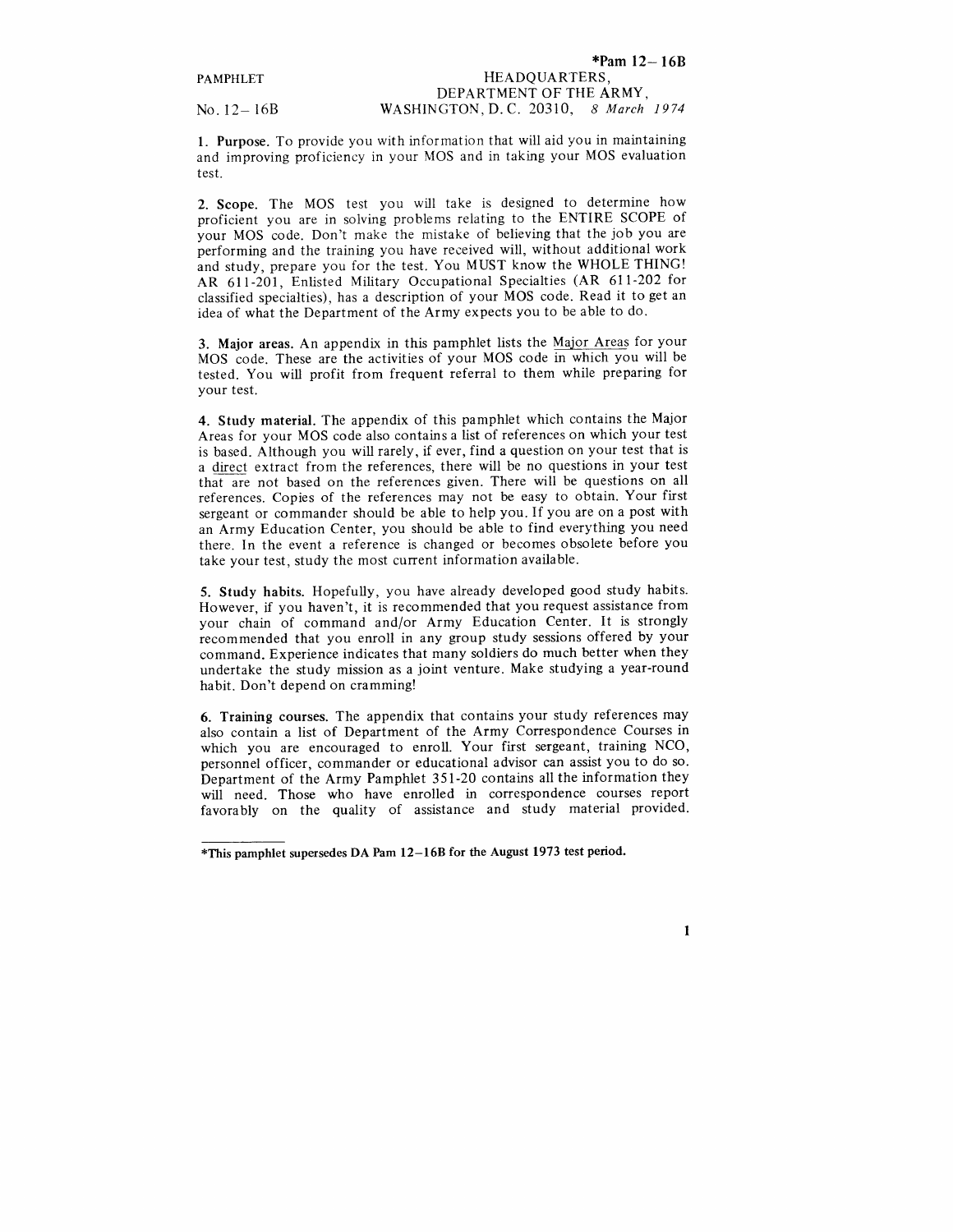*Pam 12–16B

PAMPHLET

No. 12–16B

HEADQUARTERS,
DEPARTMENT OF THE ARMY,
WASHINGTON, D.C. 20310, *8 March 1974*

**1. Purpose.** To provide you with information that will aid you in maintaining and improving proficiency in your MOS and in taking your MOS evaluation test.

**2. Scope.** The MOS test you will take is designed to determine how proficient you are in solving problems relating to the ENTIRE SCOPE of your MOS code. Don't make the mistake of believing that the job you are performing and the training you have received will, without additional work and study, prepare you for the test. You MUST know the WHOLE THING! AR 611-201, Enlisted Military Occupational Specialties (AR 611-202 for classified specialties), has a description of your MOS code. Read it to get an idea of what the Department of the Army expects you to be able to do.

**3. Major areas.** An appendix in this pamphlet lists the Major Areas for your MOS code. These are the activities of your MOS code in which you will be tested. You will profit from frequent referral to them while preparing for your test.

**4. Study material.** The appendix of this pamphlet which contains the Major Areas for your MOS code also contains a list of references on which your test is based. Although you will rarely, if ever, find a question on your test that is a direct extract from the references, there will be no questions in your test that are not based on the references given. There will be questions on all references. Copies of the references may not be easy to obtain. Your first sergeant or commander should be able to help you. If you are on a post with an Army Education Center, you should be able to find everything you need there. In the event a reference is changed or becomes obsolete before you take your test, study the most current information available.

**5. Study habits.** Hopefully, you have already developed good study habits. However, if you haven't, it is recommended that you request assistance from your chain of command and/or Army Education Center. It is strongly recommended that you enroll in any group study sessions offered by your command. Experience indicates that many soldiers do much better when they undertake the study mission as a joint venture. Make studying a year-round habit. Don't depend on cramming!

**6. Training courses.** The appendix that contains your study references may also contain a list of Department of the Army Correspondence Courses in which you are encouraged to enroll. Your first sergeant, training NCO, personnel officer, commander or educational advisor can assist you to do so. Department of the Army Pamphlet 351-20 contains all the information they will need. Those who have enrolled in correspondence courses report favorably on the quality of assistance and study material provided.

---

**\*This pamphlet supersedes DA Pam 12–16B for the August 1973 test period.**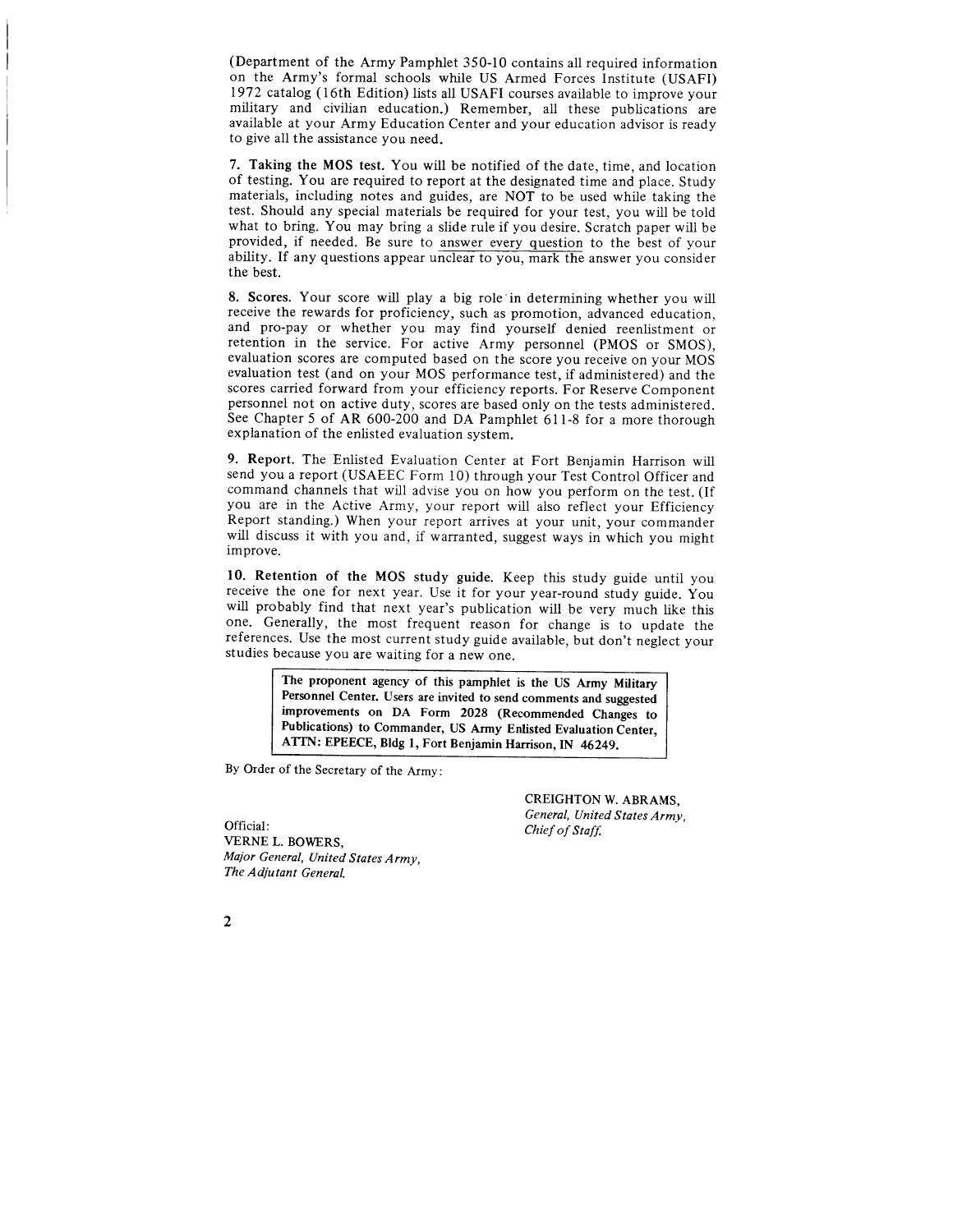(Department of the Army Pamphlet 350-10 contains all required information on the Army's formal schools while US Armed Forces Institute (USAFI) 1972 catalog (16th Edition) lists all USAFI courses available to improve your military and civilian education.) Remember, all these publications are available at your Army Education Center and your education advisor is ready to give all the assistance you need.

**7. Taking the MOS test.** You will be notified of the date, time, and location of testing. You are required to report at the designated time and place. Study materials, including notes and guides, are NOT to be used while taking the test. Should any special materials be required for your test, you will be told what to bring. You may bring a slide rule if you desire. Scratch paper will be provided, if needed. Be sure to answer every question to the best of your ability. If any questions appear unclear to you, mark the answer you consider the best.

**8. Scores.** Your score will play a big role in determining whether you will receive the rewards for proficiency, such as promotion, advanced education, and pro-pay or whether you may find yourself denied reenlistment or retention in the service. For active Army personnel (PMOS or SMOS), evaluation scores are computed based on the score you receive on your MOS evaluation test (and on your MOS performance test, if administered) and the scores carried forward from your efficiency reports. For Reserve Component personnel not on active duty, scores are based only on the tests administered. See Chapter 5 of AR 600-200 and DA Pamphlet 611-8 for a more thorough explanation of the enlisted evaluation system.

**9. Report.** The Enlisted Evaluation Center at Fort Benjamin Harrison will send you a report (USAEEC Form 10) through your Test Control Officer and command channels that will advise you on how you perform on the test. (If you are in the Active Army, your report will also reflect your Efficiency Report standing.) When your report arrives at your unit, your commander will discuss it with you and, if warranted, suggest ways in which you might improve.

**10. Retention of the MOS study guide.** Keep this study guide until you receive the one for next year. Use it for your year-round study guide. You will probably find that next year's publication will be very much like this one. Generally, the most frequent reason for change is to update the references. Use the most current study guide available, but don't neglect your studies because you are waiting for a new one.

**The proponent agency of this pamphlet is the US Army Military Personnel Center. Users are invited to send comments and suggested improvements on DA Form 2028 (Recommended Changes to Publications) to Commander, US Army Enlisted Evaluation Center, ATTN: EPEECE, Bldg 1, Fort Benjamin Harrison, IN 46249.**

By Order of the Secretary of the Army:

CREIGHTON W. ABRAMS,
*General, United States Army,*
*Chief of Staff.*

Official:
VERNE L. BOWERS,
*Major General, United States Army,*
*The Adjutant General.*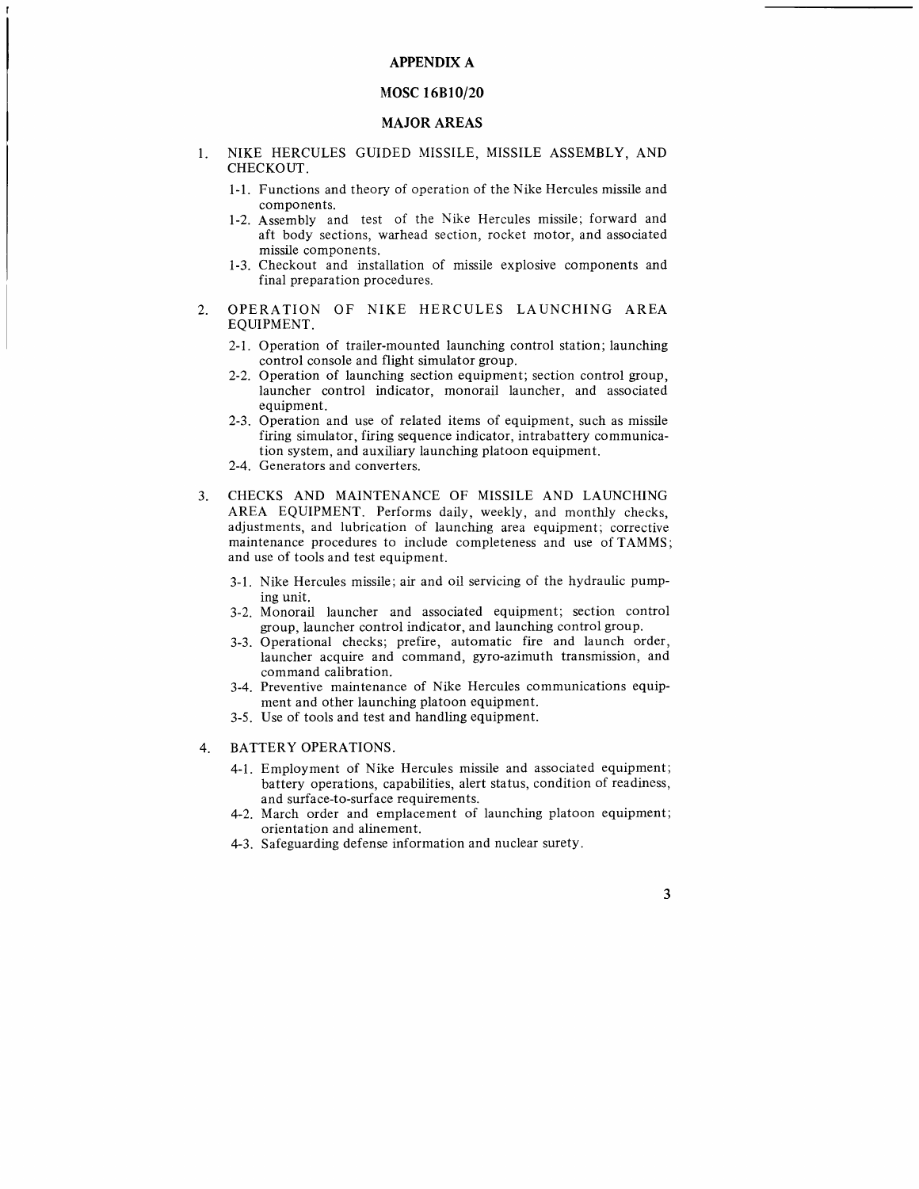# APPENDIX A

## MOSC 16B10/20

## MAJOR AREAS

1. NIKE HERCULES GUIDED MISSILE, MISSILE ASSEMBLY, AND CHECKOUT.

   1-1. Functions and theory of operation of the Nike Hercules missile and components.

   1-2. Assembly and test of the Nike Hercules missile; forward and aft body sections, warhead section, rocket motor, and associated missile components.

   1-3. Checkout and installation of missile explosive components and final preparation procedures.

2. OPERATION OF NIKE HERCULES LAUNCHING AREA EQUIPMENT.

   2-1. Operation of trailer-mounted launching control station; launching control console and flight simulator group.

   2-2. Operation of launching section equipment; section control group, launcher control indicator, monorail launcher, and associated equipment.

   2-3. Operation and use of related items of equipment, such as missile firing simulator, firing sequence indicator, intrabattery communication system, and auxiliary launching platoon equipment.

   2-4. Generators and converters.

3. CHECKS AND MAINTENANCE OF MISSILE AND LAUNCHING AREA EQUIPMENT. Performs daily, weekly, and monthly checks, adjustments, and lubrication of launching area equipment; corrective maintenance procedures to include completeness and use of TAMMS; and use of tools and test equipment.

   3-1. Nike Hercules missile; air and oil servicing of the hydraulic pumping unit.

   3-2. Monorail launcher and associated equipment; section control group, launcher control indicator, and launching control group.

   3-3. Operational checks; prefire, automatic fire and launch order, launcher acquire and command, gyro-azimuth transmission, and command calibration.

   3-4. Preventive maintenance of Nike Hercules communications equipment and other launching platoon equipment.

   3-5. Use of tools and test and handling equipment.

4. BATTERY OPERATIONS.

   4-1. Employment of Nike Hercules missile and associated equipment; battery operations, capabilities, alert status, condition of readiness, and surface-to-surface requirements.

   4-2. March order and emplacement of launching platoon equipment; orientation and alinement.

   4-3. Safeguarding defense information and nuclear surety.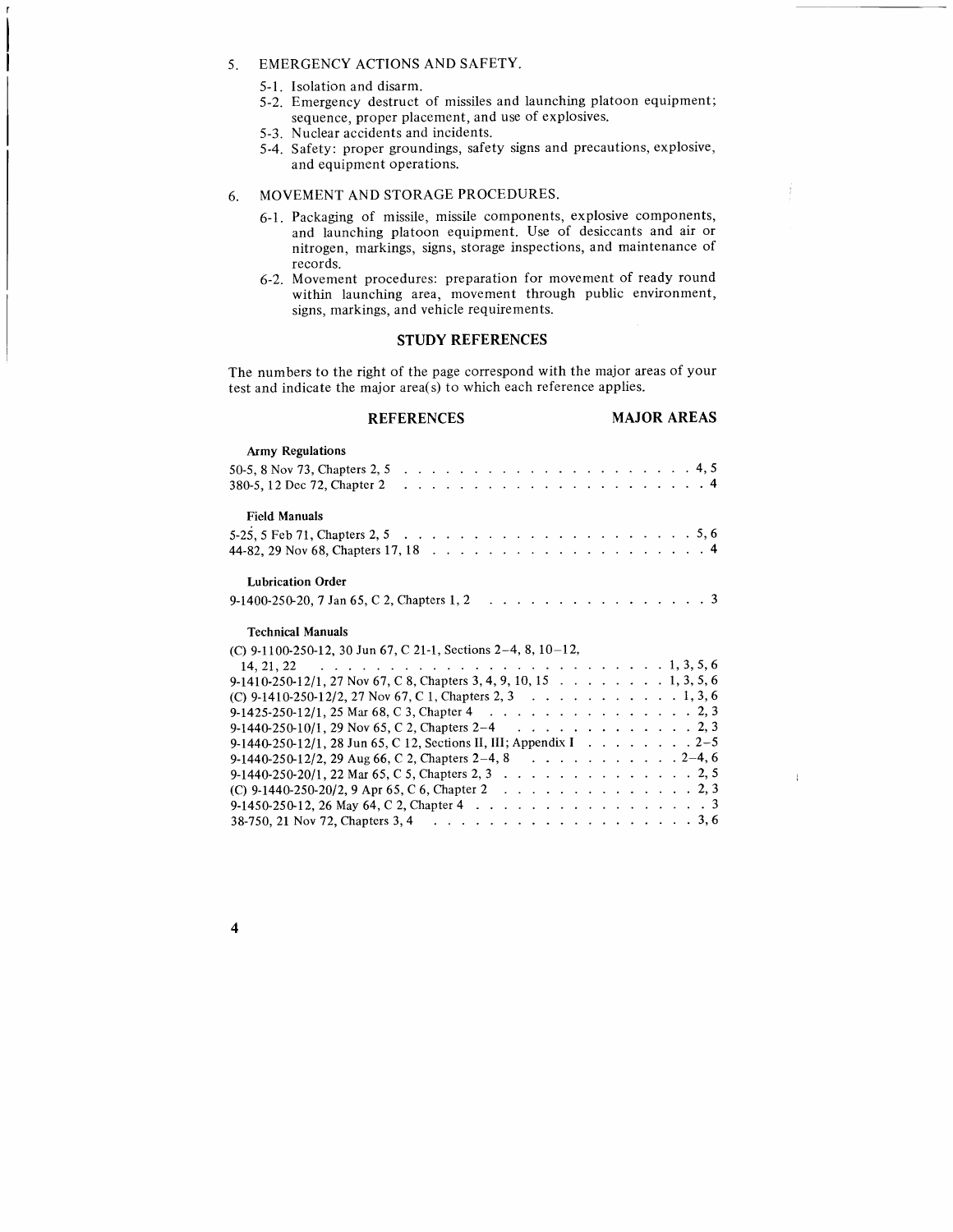5. EMERGENCY ACTIONS AND SAFETY.

   5-1. Isolation and disarm.

   5-2. Emergency destruct of missiles and launching platoon equipment; sequence, proper placement, and use of explosives.

   5-3. Nuclear accidents and incidents.

   5-4. Safety: proper groundings, safety signs and precautions, explosive, and equipment operations.

6. MOVEMENT AND STORAGE PROCEDURES.

   6-1. Packaging of missile, missile components, explosive components, and launching platoon equipment. Use of desiccants and air or nitrogen, markings, signs, storage inspections, and maintenance of records.

   6-2. Movement procedures: preparation for movement of ready round within launching area, movement through public environment, signs, markings, and vehicle requirements.

## STUDY REFERENCES

The numbers to the right of the page correspond with the major areas of your test and indicate the major area(s) to which each reference applies.

| REFERENCES | MAJOR AREAS |
|---|---|
| **Army Regulations** | |
| 50-5, 8 Nov 73, Chapters 2, 5 | 4, 5 |
| 380-5, 12 Dec 72, Chapter 2 | 4 |
| **Field Manuals** | |
| 5-25, 5 Feb 71, Chapters 2, 5 | 5, 6 |
| 44-82, 29 Nov 68, Chapters 17, 18 | 4 |
| **Lubrication Order** | |
| 9-1400-250-20, 7 Jan 65, C 2, Chapters 1, 2 | 3 |
| **Technical Manuals** | |
| (C) 9-1100-250-12, 30 Jun 67, C 21-1, Sections 2–4, 8, 10–12, 14, 21, 22 | 1, 3, 5, 6 |
| 9-1410-250-12/1, 27 Nov 67, C 8, Chapters 3, 4, 9, 10, 15 | 1, 3, 5, 6 |
| (C) 9-1410-250-12/2, 27 Nov 67, C 1, Chapters 2, 3 | 1, 3, 6 |
| 9-1425-250-12/1, 25 Mar 68, C 3, Chapter 4 | 2, 3 |
| 9-1440-250-10/1, 29 Nov 65, C 2, Chapters 2–4 | 2, 3 |
| 9-1440-250-12/1, 28 Jun 65, C 12, Sections II, III; Appendix I | 2–5 |
| 9-1440-250-12/2, 29 Aug 66, C 2, Chapters 2–4, 8 | 2–4, 6 |
| 9-1440-250-20/1, 22 Mar 65, C 5, Chapters 2, 3 | 2, 5 |
| (C) 9-1440-250-20/2, 9 Apr 65, C 6, Chapter 2 | 2, 3 |
| 9-1450-250-12, 26 May 64, C 2, Chapter 4 | 3 |
| 38-750, 21 Nov 72, Chapters 3, 4 | 3, 6 |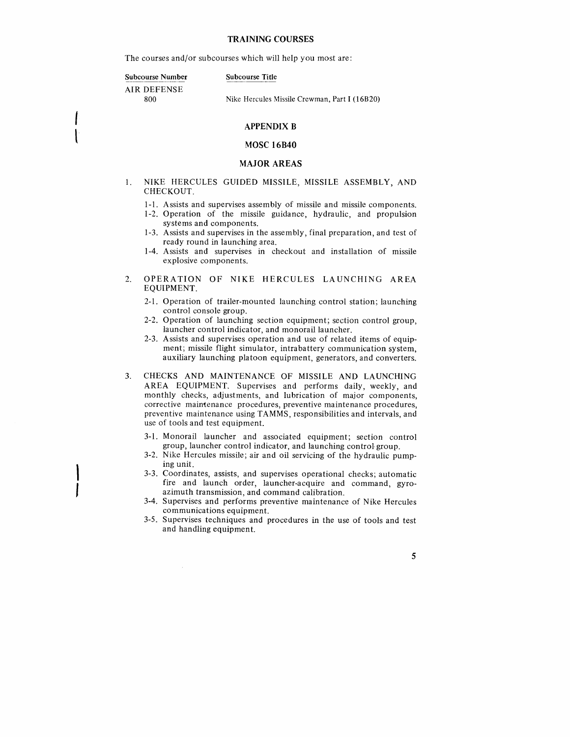## TRAINING COURSES

The courses and/or subcourses which will help you most are:

| Subcourse Number | Subcourse Title |
| --- | --- |
| AIR DEFENSE | |
| 800 | Nike Hercules Missile Crewman, Part I (16B20) |

## APPENDIX B

## MOSC 16B40

## MAJOR AREAS

1. NIKE HERCULES GUIDED MISSILE, MISSILE ASSEMBLY, AND CHECKOUT.
   - 1-1. Assists and supervises assembly of missile and missile components.
   - 1-2. Operation of the missile guidance, hydraulic, and propulsion systems and components.
   - 1-3. Assists and supervises in the assembly, final preparation, and test of ready round in launching area.
   - 1-4. Assists and supervises in checkout and installation of missile explosive components.

2. OPERATION OF NIKE HERCULES LAUNCHING AREA EQUIPMENT.
   - 2-1. Operation of trailer-mounted launching control station; launching control console group.
   - 2-2. Operation of launching section equipment; section control group, launcher control indicator, and monorail launcher.
   - 2-3. Assists and supervises operation and use of related items of equipment; missile flight simulator, intrabattery communication system, auxiliary launching platoon equipment, generators, and converters.

3. CHECKS AND MAINTENANCE OF MISSILE AND LAUNCHING AREA EQUIPMENT. Supervises and performs daily, weekly, and monthly checks, adjustments, and lubrication of major components, corrective maintenance procedures, preventive maintenance procedures, preventive maintenance using TAMMS, responsibilities and intervals, and use of tools and test equipment.
   - 3-1. Monorail launcher and associated equipment; section control group, launcher control indicator, and launching control group.
   - 3-2. Nike Hercules missile; air and oil servicing of the hydraulic pumping unit.
   - 3-3. Coordinates, assists, and supervises operational checks; automatic fire and launch order, launcher-acquire and command, gyro-azimuth transmission, and command calibration.
   - 3-4. Supervises and performs preventive maintenance of Nike Hercules communications equipment.
   - 3-5. Supervises techniques and procedures in the use of tools and test and handling equipment.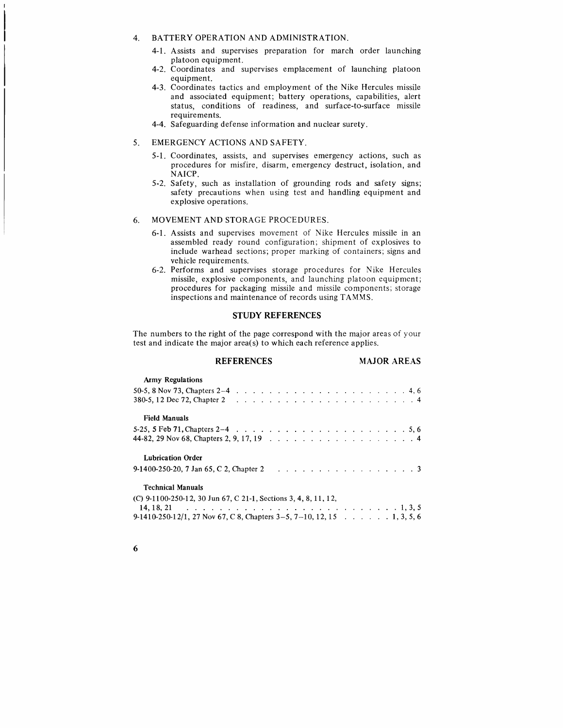4. BATTERY OPERATION AND ADMINISTRATION.

   4-1. Assists and supervises preparation for march order launching platoon equipment.

   4-2. Coordinates and supervises emplacement of launching platoon equipment.

   4-3. Coordinates tactics and employment of the Nike Hercules missile and associated equipment; battery operations, capabilities, alert status, conditions of readiness, and surface-to-surface missile requirements.

   4-4. Safeguarding defense information and nuclear surety.

5. EMERGENCY ACTIONS AND SAFETY.

   5-1. Coordinates, assists, and supervises emergency actions, such as procedures for misfire, disarm, emergency destruct, isolation, and NAICP.

   5-2. Safety, such as installation of grounding rods and safety signs; safety precautions when using test and handling equipment and explosive operations.

6. MOVEMENT AND STORAGE PROCEDURES.

   6-1. Assists and supervises movement of Nike Hercules missile in an assembled ready round configuration; shipment of explosives to include warhead sections; proper marking of containers; signs and vehicle requirements.

   6-2. Performs and supervises storage procedures for Nike Hercules missile, explosive components, and launching platoon equipment; procedures for packaging missile and missile components; storage inspections and maintenance of records using TAMMS.

## STUDY REFERENCES

The numbers to the right of the page correspond with the major areas of your test and indicate the major area(s) to which each reference applies.

| REFERENCES | MAJOR AREAS |
|---|---|
| **Army Regulations** | |
| 50-5, 8 Nov 73, Chapters 2–4 | 4, 6 |
| 380-5, 12 Dec 72, Chapter 2 | 4 |
| **Field Manuals** | |
| 5-25, 5 Feb 71, Chapters 2–4 | 5, 6 |
| 44-82, 29 Nov 68, Chapters 2, 9, 17, 19 | 4 |
| **Lubrication Order** | |
| 9-1400-250-20, 7 Jan 65, C 2, Chapter 2 | 3 |
| **Technical Manuals** | |
| (C) 9-1100-250-12, 30 Jun 67, C 21-1, Sections 3, 4, 8, 11, 12, 14, 18, 21 | 1, 3, 5 |
| 9-1410-250-12/1, 27 Nov 67, C 8, Chapters 3–5, 7–10, 12, 15 | 1, 3, 5, 6 |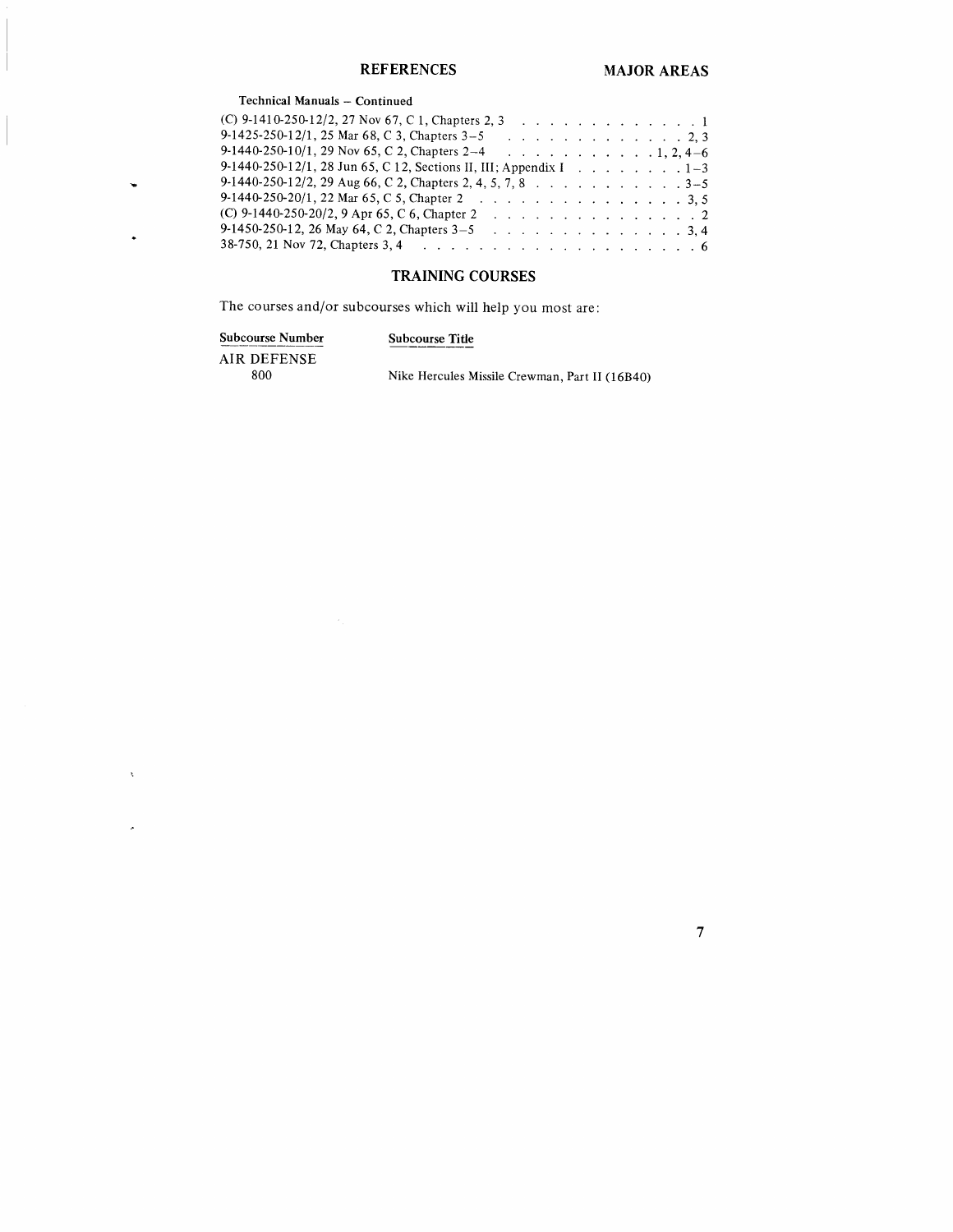| REFERENCES | MAJOR AREAS |
|---|---|
| **Technical Manuals – Continued** | |
| (C) 9-1410-250-12/2, 27 Nov 67, C 1, Chapters 2, 3 | 1 |
| 9-1425-250-12/1, 25 Mar 68, C 3, Chapters 3–5 | 2, 3 |
| 9-1440-250-10/1, 29 Nov 65, C 2, Chapters 2–4 | 1, 2, 4–6 |
| 9-1440-250-12/1, 28 Jun 65, C 12, Sections II, III; Appendix I | 1–3 |
| 9-1440-250-12/2, 29 Aug 66, C 2, Chapters 2, 4, 5, 7, 8 | 3–5 |
| 9-1440-250-20/1, 22 Mar 65, C 5, Chapter 2 | 3, 5 |
| (C) 9-1440-250-20/2, 9 Apr 65, C 6, Chapter 2 | 2 |
| 9-1450-250-12, 26 May 64, C 2, Chapters 3–5 | 3, 4 |
| 38-750, 21 Nov 72, Chapters 3, 4 | 6 |

## TRAINING COURSES

The courses and/or subcourses which will help you most are:

| Subcourse Number | Subcourse Title |
|---|---|
| AIR DEFENSE | |
| 800 | Nike Hercules Missile Crewman, Part II (16B40) |